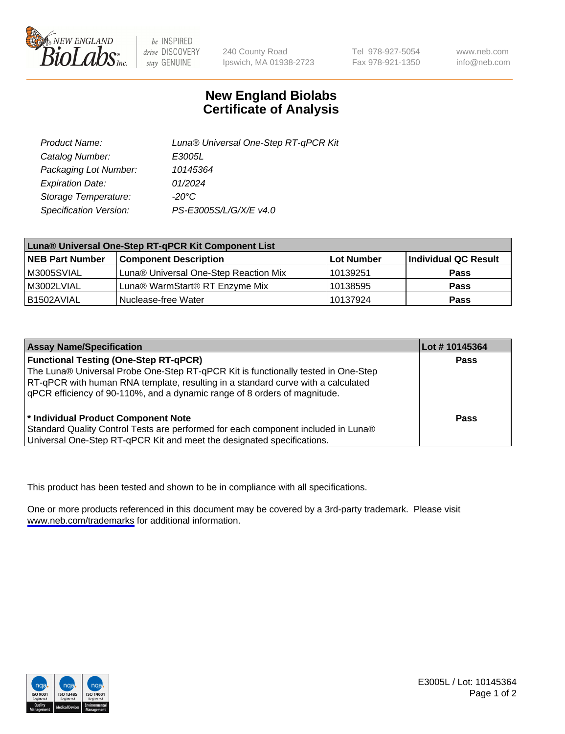240 County Road
Ipswich, MA 01938-2723

Tel 978-927-5054
Fax 978-921-1350

www.neb.com
info@neb.com

# New England Biolabs
# Certificate of Analysis

| | |
|---|---|
| *Product Name:* | *Luna® Universal One-Step RT-qPCR Kit* |
| *Catalog Number:* | *E3005L* |
| *Packaging Lot Number:* | *10145364* |
| *Expiration Date:* | *01/2024* |
| *Storage Temperature:* | *-20°C* |
| *Specification Version:* | *PS-E3005S/L/G/X/E v4.0* |

| Luna® Universal One-Step RT-qPCR Kit Component List | | | |
|---|---|---|---|
| **NEB Part Number** | **Component Description** | **Lot Number** | **Individual QC Result** |
| M3005SVIAL | Luna® Universal One-Step Reaction Mix | 10139251 | **Pass** |
| M3002LVIAL | Luna® WarmStart® RT Enzyme Mix | 10138595 | **Pass** |
| B1502AVIAL | Nuclease-free Water | 10137924 | **Pass** |

| Assay Name/Specification | Lot # 10145364 |
|---|---|
| **Functional Testing (One-Step RT-qPCR)**<br>The Luna® Universal Probe One-Step RT-qPCR Kit is functionally tested in One-Step RT-qPCR with human RNA template, resulting in a standard curve with a calculated qPCR efficiency of 90-110%, and a dynamic range of 8 orders of magnitude. | **Pass** |
| **\* Individual Product Component Note**<br>Standard Quality Control Tests are performed for each component included in Luna® Universal One-Step RT-qPCR Kit and meet the designated specifications. | **Pass** |

This product has been tested and shown to be in compliance with all specifications.

One or more products referenced in this document may be covered by a 3rd-party trademark. Please visit www.neb.com/trademarks for additional information.

E3005L / Lot: 10145364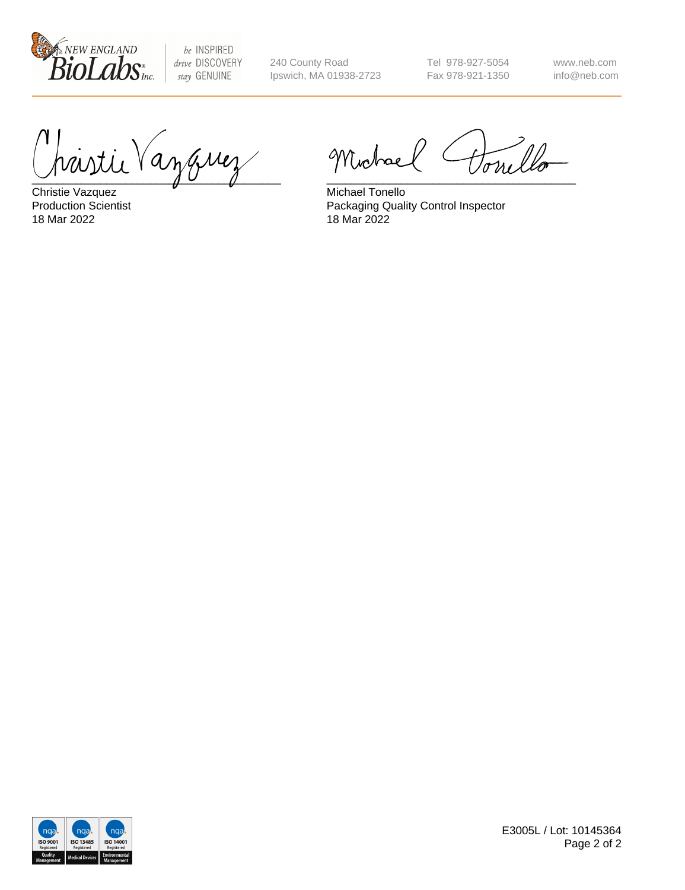NEW ENGLAND BioLabs Inc. | be INSPIRED drive DISCOVERY stay GENUINE | 240 County Road Ipswich, MA 01938-2723 | Tel 978-927-5054 Fax 978-921-1350 | www.neb.com info@neb.com

Christie Vazquez
Production Scientist
18 Mar 2022

Michael Tonello
Packaging Quality Control Inspector
18 Mar 2022

nqa ISO 9001 Registered Quality Management | nqa ISO 13485 Registered Medical Devices | nqa ISO 14001 Registered Environmental Management

E3005L / Lot: 10145364